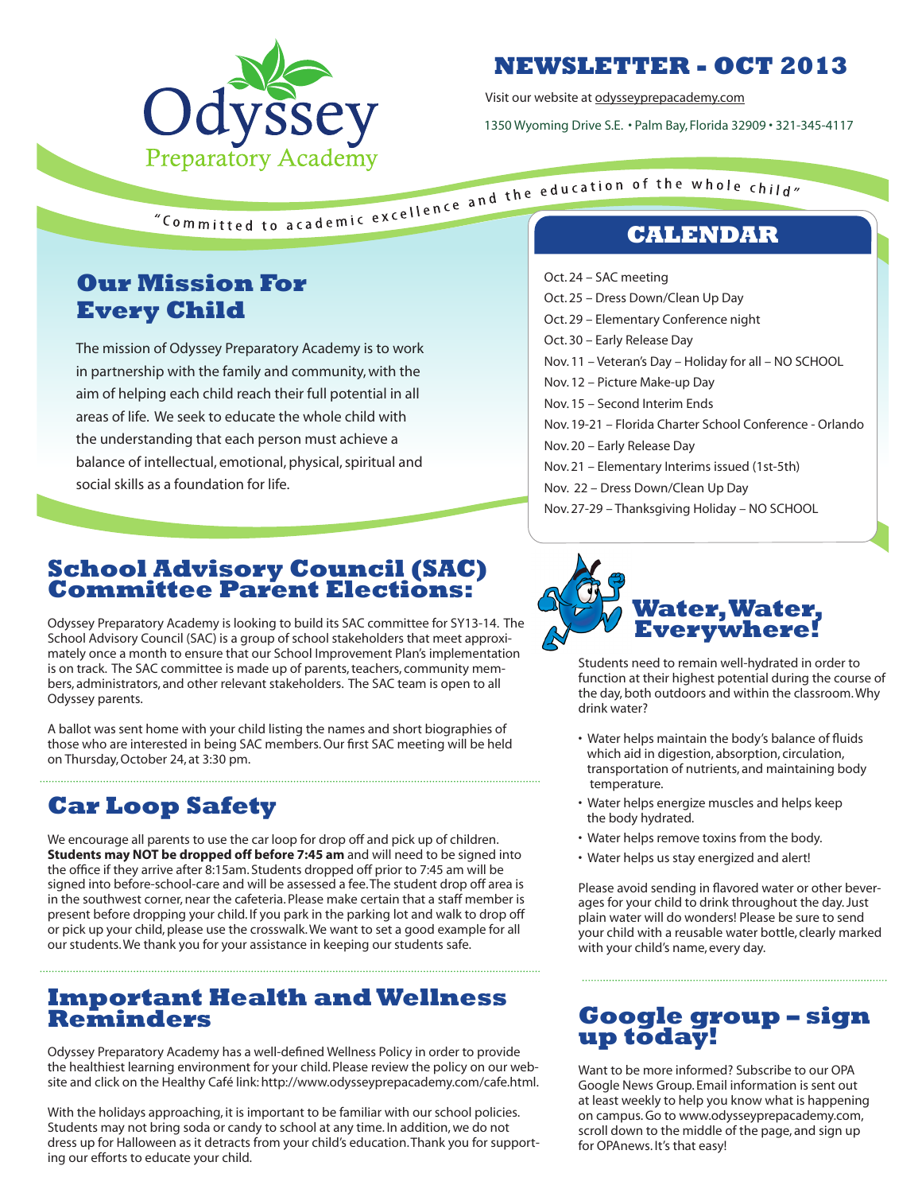# Odyssey Preparatory Academy

## NEWSLETTER - OCT 2013

Visit our website at odysseyprepacademy.com

1350 Wyoming Drive S.E. • Palm Bay, Florida 32909 • 321-345-4117

"Committed to academic excellence and the education of the whole child"

## Our Mission For Every Child

The mission of Odyssey Preparatory Academy is to work in partnership with the family and community, with the aim of helping each child reach their full potential in all areas of life. We seek to educate the whole child with the understanding that each person must achieve a balance of intellectual, emotional, physical, spiritual and social skills as a foundation for life.

## CALENDAR

Oct. 24 – SAC meeting
Oct. 25 – Dress Down/Clean Up Day
Oct. 29 – Elementary Conference night
Oct. 30 – Early Release Day
Nov. 11 – Veteran's Day – Holiday for all – NO SCHOOL
Nov. 12 – Picture Make-up Day
Nov. 15 – Second Interim Ends
Nov. 19-21 – Florida Charter School Conference - Orlando
Nov. 20 – Early Release Day
Nov. 21 – Elementary Interims issued (1st-5th)
Nov. 22 – Dress Down/Clean Up Day
Nov. 27-29 – Thanksgiving Holiday – NO SCHOOL

## School Advisory Council (SAC) Committee Parent Elections:

Odyssey Preparatory Academy is looking to build its SAC committee for SY13-14. The School Advisory Council (SAC) is a group of school stakeholders that meet approximately once a month to ensure that our School Improvement Plan's implementation is on track. The SAC committee is made up of parents, teachers, community members, administrators, and other relevant stakeholders. The SAC team is open to all Odyssey parents.

A ballot was sent home with your child listing the names and short biographies of those who are interested in being SAC members. Our first SAC meeting will be held on Thursday, October 24, at 3:30 pm.

## Car Loop Safety

We encourage all parents to use the car loop for drop off and pick up of children. **Students may NOT be dropped off before 7:45 am** and will need to be signed into the office if they arrive after 8:15am. Students dropped off prior to 7:45 am will be signed into before-school-care and will be assessed a fee. The student drop off area is in the southwest corner, near the cafeteria. Please make certain that a staff member is present before dropping your child. If you park in the parking lot and walk to drop off or pick up your child, please use the crosswalk. We want to set a good example for all our students. We thank you for your assistance in keeping our students safe.

## Important Health and Wellness Reminders

Odyssey Preparatory Academy has a well-defined Wellness Policy in order to provide the healthiest learning environment for your child. Please review the policy on our website and click on the Healthy Café link: http://www.odysseyprepacademy.com/cafe.html.

With the holidays approaching, it is important to be familiar with our school policies. Students may not bring soda or candy to school at any time. In addition, we do not dress up for Halloween as it detracts from your child's education. Thank you for supporting our efforts to educate your child.

## Water, Water, Everywhere!

Students need to remain well-hydrated in order to function at their highest potential during the course of the day, both outdoors and within the classroom. Why drink water?

- Water helps maintain the body's balance of fluids which aid in digestion, absorption, circulation, transportation of nutrients, and maintaining body temperature.
- Water helps energize muscles and helps keep the body hydrated.
- Water helps remove toxins from the body.
- Water helps us stay energized and alert!

Please avoid sending in flavored water or other beverages for your child to drink throughout the day. Just plain water will do wonders! Please be sure to send your child with a reusable water bottle, clearly marked with your child's name, every day.

## Google group – sign up today!

Want to be more informed? Subscribe to our OPA Google News Group. Email information is sent out at least weekly to help you know what is happening on campus. Go to www.odysseyprepacademy.com, scroll down to the middle of the page, and sign up for OPAnews. It's that easy!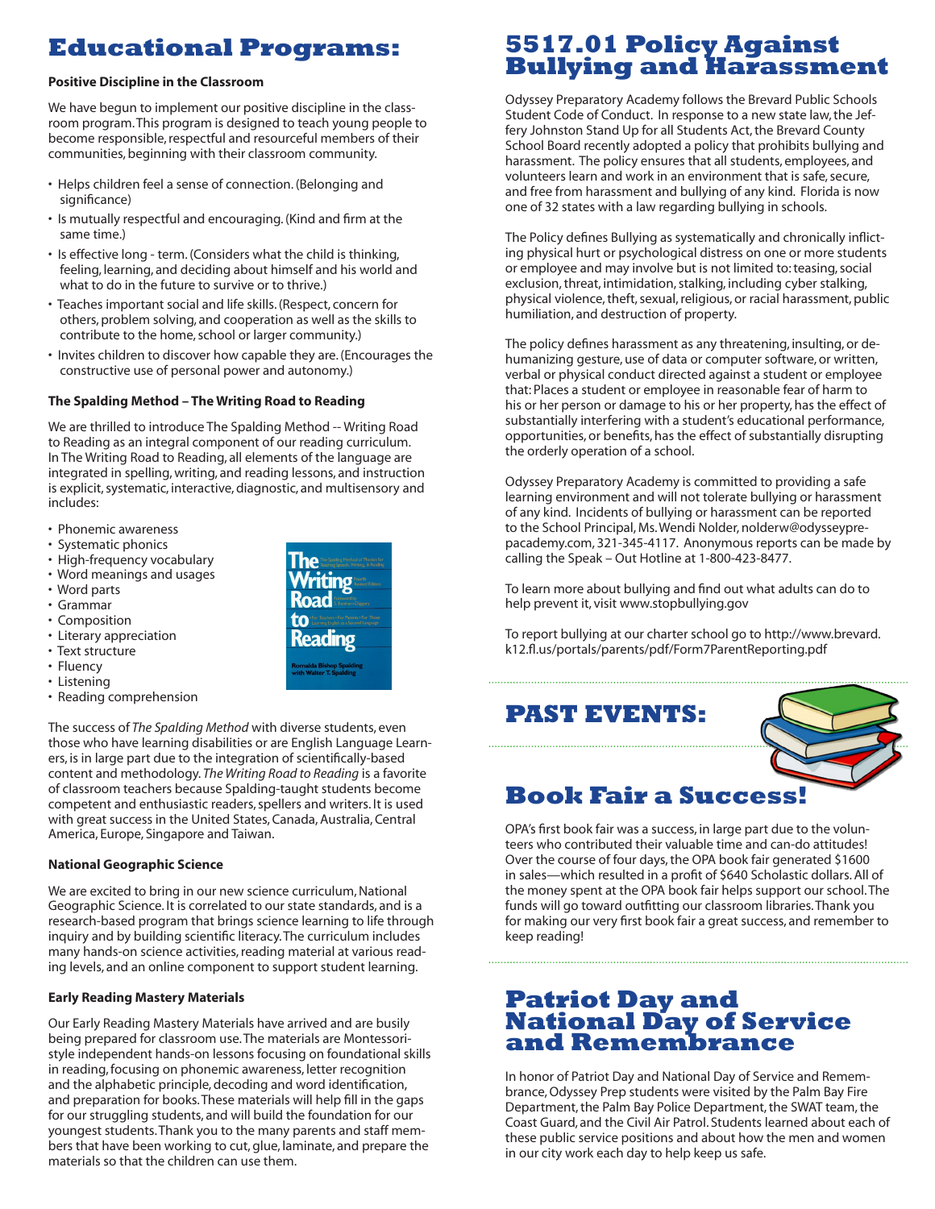# Educational Programs:

### Positive Discipline in the Classroom

We have begun to implement our positive discipline in the classroom program. This program is designed to teach young people to become responsible, respectful and resourceful members of their communities, beginning with their classroom community.

- Helps children feel a sense of connection. (Belonging and significance)
- Is mutually respectful and encouraging. (Kind and firm at the same time.)
- Is effective long - term. (Considers what the child is thinking, feeling, learning, and deciding about himself and his world and what to do in the future to survive or to thrive.)
- Teaches important social and life skills. (Respect, concern for others, problem solving, and cooperation as well as the skills to contribute to the home, school or larger community.)
- Invites children to discover how capable they are. (Encourages the constructive use of personal power and autonomy.)

### The Spalding Method – The Writing Road to Reading

We are thrilled to introduce The Spalding Method -- Writing Road to Reading as an integral component of our reading curriculum. In The Writing Road to Reading, all elements of the language are integrated in spelling, writing, and reading lessons, and instruction is explicit, systematic, interactive, diagnostic, and multisensory and includes:

- Phonemic awareness
- Systematic phonics
- High-frequency vocabulary
- Word meanings and usages
- Word parts
- Grammar
- Composition
- Literary appreciation
- Text structure
- Fluency
- Listening
- Reading comprehension

The success of *The Spalding Method* with diverse students, even those who have learning disabilities or are English Language Learners, is in large part due to the integration of scientifically-based content and methodology. *The Writing Road to Reading* is a favorite of classroom teachers because Spalding-taught students become competent and enthusiastic readers, spellers and writers. It is used with great success in the United States, Canada, Australia, Central America, Europe, Singapore and Taiwan.

### National Geographic Science

We are excited to bring in our new science curriculum, National Geographic Science. It is correlated to our state standards, and is a research-based program that brings science learning to life through inquiry and by building scientific literacy. The curriculum includes many hands-on science activities, reading material at various reading levels, and an online component to support student learning.

### Early Reading Mastery Materials

Our Early Reading Mastery Materials have arrived and are busily being prepared for classroom use. The materials are Montessori-style independent hands-on lessons focusing on foundational skills in reading, focusing on phonemic awareness, letter recognition and the alphabetic principle, decoding and word identification, and preparation for books. These materials will help fill in the gaps for our struggling students, and will build the foundation for our youngest students. Thank you to the many parents and staff members that have been working to cut, glue, laminate, and prepare the materials so that the children can use them.

# 5517.01 Policy Against Bullying and Harassment

Odyssey Preparatory Academy follows the Brevard Public Schools Student Code of Conduct. In response to a new state law, the Jeffery Johnston Stand Up for all Students Act, the Brevard County School Board recently adopted a policy that prohibits bullying and harassment. The policy ensures that all students, employees, and volunteers learn and work in an environment that is safe, secure, and free from harassment and bullying of any kind. Florida is now one of 32 states with a law regarding bullying in schools.

The Policy defines Bullying as systematically and chronically inflicting physical hurt or psychological distress on one or more students or employee and may involve but is not limited to: teasing, social exclusion, threat, intimidation, stalking, including cyber stalking, physical violence, theft, sexual, religious, or racial harassment, public humiliation, and destruction of property.

The policy defines harassment as any threatening, insulting, or dehumanizing gesture, use of data or computer software, or written, verbal or physical conduct directed against a student or employee that: Places a student or employee in reasonable fear of harm to his or her person or damage to his or her property, has the effect of substantially interfering with a student's educational performance, opportunities, or benefits, has the effect of substantially disrupting the orderly operation of a school.

Odyssey Preparatory Academy is committed to providing a safe learning environment and will not tolerate bullying or harassment of any kind. Incidents of bullying or harassment can be reported to the School Principal, Ms. Wendi Nolder, nolderw@odysseyprepacademy.com, 321-345-4117. Anonymous reports can be made by calling the Speak – Out Hotline at 1-800-423-8477.

To learn more about bullying and find out what adults can do to help prevent it, visit www.stopbullying.gov

To report bullying at our charter school go to http://www.brevard.k12.fl.us/portals/parents/pdf/Form7ParentReporting.pdf

# PAST EVENTS:

## Book Fair a Success!

OPA's first book fair was a success, in large part due to the volunteers who contributed their valuable time and can-do attitudes! Over the course of four days, the OPA book fair generated $1600 in sales—which resulted in a profit of $640 Scholastic dollars. All of the money spent at the OPA book fair helps support our school. The funds will go toward outfitting our classroom libraries. Thank you for making our very first book fair a great success, and remember to keep reading!

## Patriot Day and National Day of Service and Remembrance

In honor of Patriot Day and National Day of Service and Remembrance, Odyssey Prep students were visited by the Palm Bay Fire Department, the Palm Bay Police Department, the SWAT team, the Coast Guard, and the Civil Air Patrol. Students learned about each of these public service positions and about how the men and women in our city work each day to help keep us safe.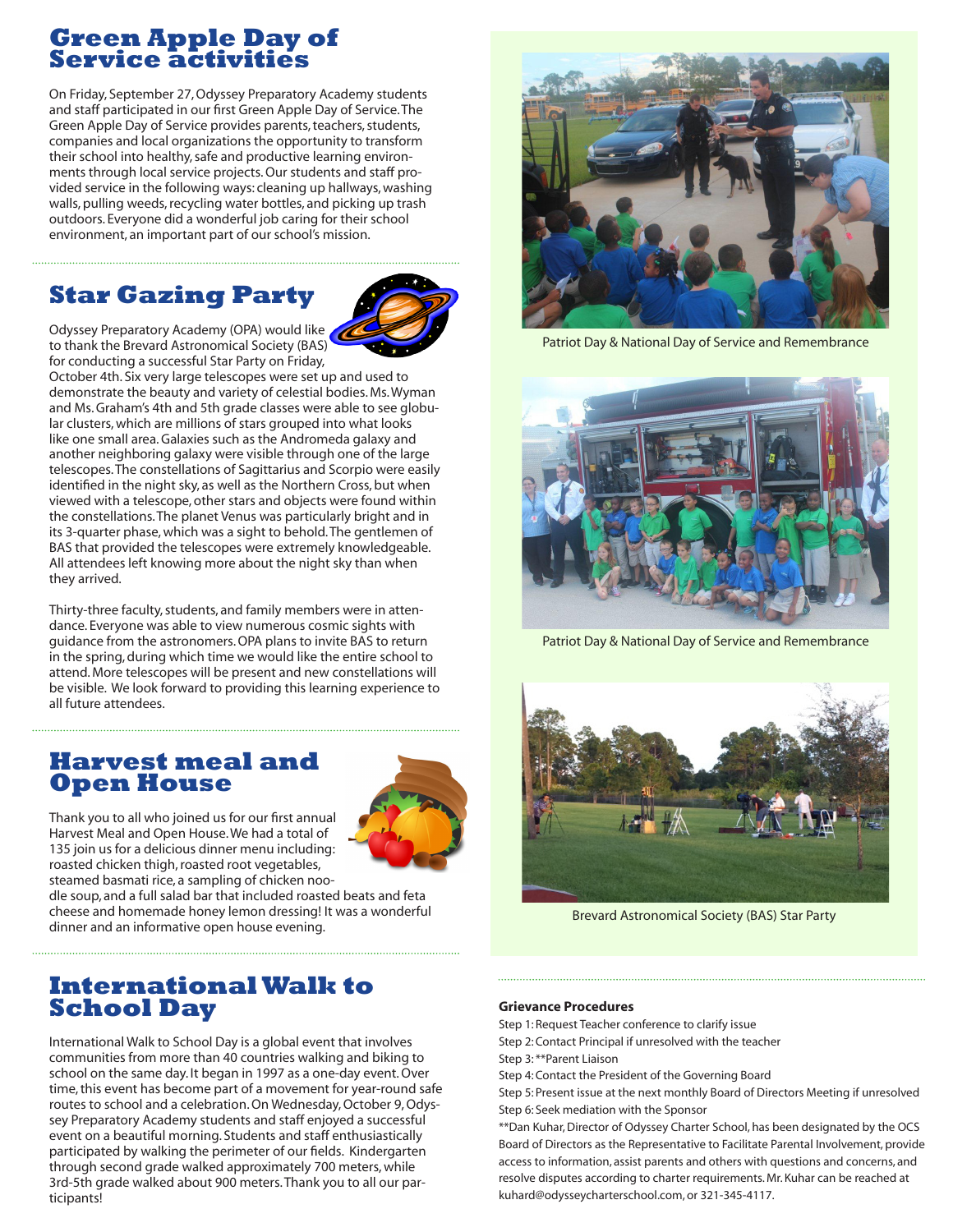## Green Apple Day of Service activities

On Friday, September 27, Odyssey Preparatory Academy students and staff participated in our first Green Apple Day of Service. The Green Apple Day of Service provides parents, teachers, students, companies and local organizations the opportunity to transform their school into healthy, safe and productive learning environments through local service projects. Our students and staff provided service in the following ways: cleaning up hallways, washing walls, pulling weeds, recycling water bottles, and picking up trash outdoors. Everyone did a wonderful job caring for their school environment, an important part of our school's mission.

## Star Gazing Party

Odyssey Preparatory Academy (OPA) would like to thank the Brevard Astronomical Society (BAS) for conducting a successful Star Party on Friday, October 4th. Six very large telescopes were set up and used to demonstrate the beauty and variety of celestial bodies. Ms. Wyman and Ms. Graham's 4th and 5th grade classes were able to see globular clusters, which are millions of stars grouped into what looks like one small area. Galaxies such as the Andromeda galaxy and another neighboring galaxy were visible through one of the large telescopes. The constellations of Sagittarius and Scorpio were easily identified in the night sky, as well as the Northern Cross, but when viewed with a telescope, other stars and objects were found within the constellations. The planet Venus was particularly bright and in its 3-quarter phase, which was a sight to behold. The gentlemen of BAS that provided the telescopes were extremely knowledgeable. All attendees left knowing more about the night sky than when they arrived.

Thirty-three faculty, students, and family members were in attendance. Everyone was able to view numerous cosmic sights with guidance from the astronomers. OPA plans to invite BAS to return in the spring, during which time we would like the entire school to attend. More telescopes will be present and new constellations will be visible. We look forward to providing this learning experience to all future attendees.

## Harvest meal and Open House

Thank you to all who joined us for our first annual Harvest Meal and Open House. We had a total of 135 join us for a delicious dinner menu including: roasted chicken thigh, roasted root vegetables, steamed basmati rice, a sampling of chicken noodle soup, and a full salad bar that included roasted beats and feta cheese and homemade honey lemon dressing! It was a wonderful dinner and an informative open house evening.

## International Walk to School Day

International Walk to School Day is a global event that involves communities from more than 40 countries walking and biking to school on the same day. It began in 1997 as a one-day event. Over time, this event has become part of a movement for year-round safe routes to school and a celebration. On Wednesday, October 9, Odyssey Preparatory Academy students and staff enjoyed a successful event on a beautiful morning. Students and staff enthusiastically participated by walking the perimeter of our fields. Kindergarten through second grade walked approximately 700 meters, while 3rd-5th grade walked about 900 meters. Thank you to all our participants!

Patriot Day & National Day of Service and Remembrance

Patriot Day & National Day of Service and Remembrance

Brevard Astronomical Society (BAS) Star Party

**Grievance Procedures**

Step 1: Request Teacher conference to clarify issue
Step 2: Contact Principal if unresolved with the teacher
Step 3: **Parent Liaison
Step 4: Contact the President of the Governing Board
Step 5: Present issue at the next monthly Board of Directors Meeting if unresolved
Step 6: Seek mediation with the Sponsor

**Dan Kuhar, Director of Odyssey Charter School, has been designated by the OCS Board of Directors as the Representative to Facilitate Parental Involvement, provide access to information, assist parents and others with questions and concerns, and resolve disputes according to charter requirements. Mr. Kuhar can be reached at kuhard@odysseycharterschool.com, or 321-345-4117.